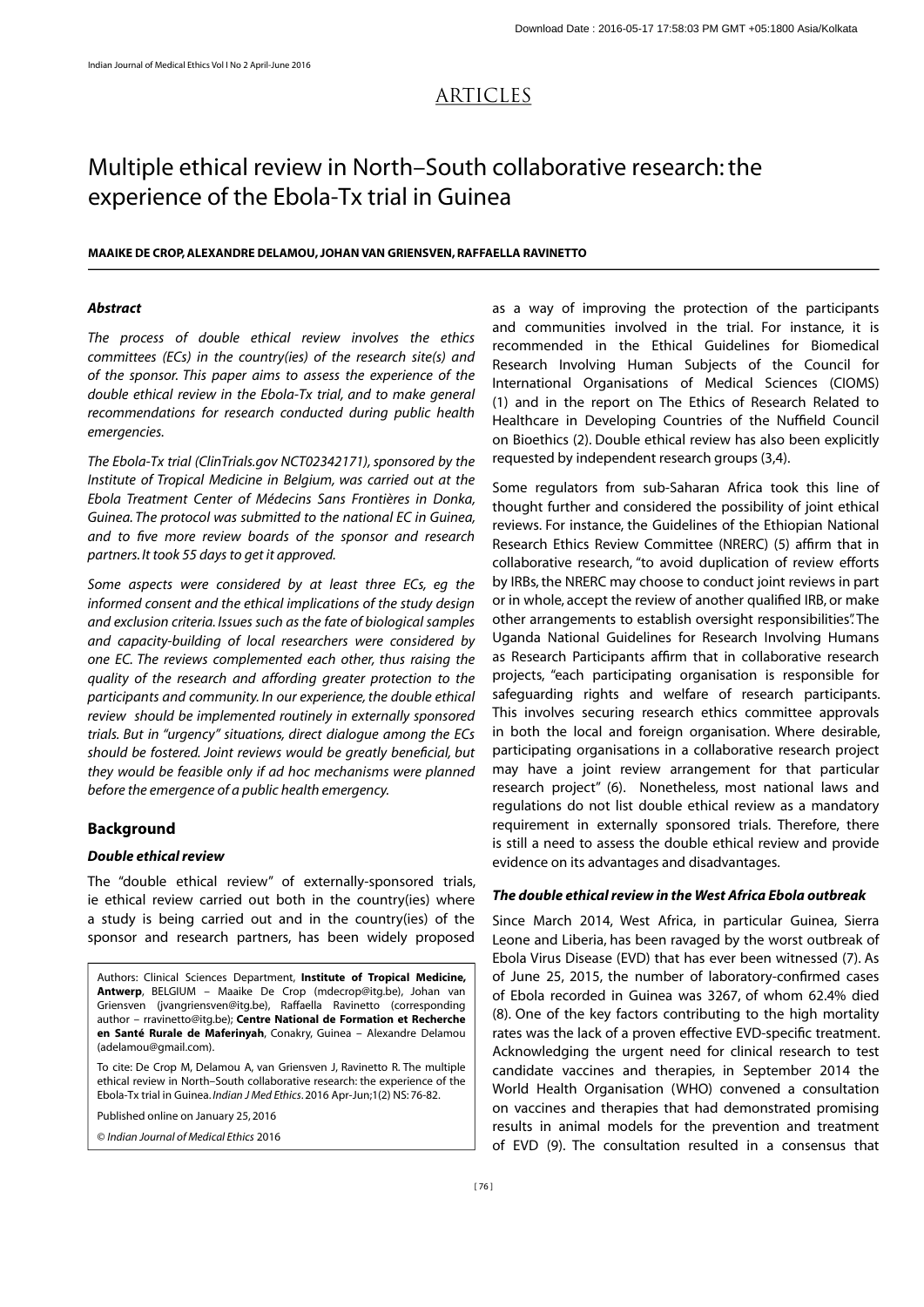ARTICLES

# Multiple ethical review in North–South collaborative research: the experience of the Ebola-Tx trial in Guinea

**MAAIKE DE CROP, ALEXANDRE DELAMOU, JOHAN VAN GRIENSVEN, RAFFAELLA RAVINETTO**

### *Abstract*

*The process of double ethical review involves the ethics committees (ECs) in the country(ies) of the research site(s) and of the sponsor. This paper aims to assess the experience of the double ethical review in the Ebola-Tx trial, and to make general recommendations for research conducted during public health emergencies.*

*The Ebola-Tx trial (ClinTrials.gov NCT02342171), sponsored by the Institute of Tropical Medicine in Belgium, was carried out at the Ebola Treatment Center of Médecins Sans Frontières in Donka, Guinea. The protocol was submitted to the national EC in Guinea, and to five more review boards of the sponsor and research partners. It took 55 days to get it approved.*

*Some aspects were considered by at least three ECs, eg the informed consent and the ethical implications of the study design and exclusion criteria. Issues such as the fate of biological samples and capacity-building of local researchers were considered by one EC. The reviews complemented each other, thus raising the quality of the research and affording greater protection to the participants and community. In our experience, the double ethical review should be implemented routinely in externally sponsored trials. But in "urgency" situations, direct dialogue among the ECs should be fostered. Joint reviews would be greatly beneficial, but they would be feasible only if ad hoc mechanisms were planned before the emergence of a public health emergency.*

## Background

### *Double ethical review*

The "double ethical review" of externally-sponsored trials, ie ethical review carried out both in the country(ies) where a study is being carried out and in the country(ies) of the sponsor and research partners, has been widely proposed as a way of improving the protection of the participants and communities involved in the trial. For instance, it is recommended in the Ethical Guidelines for Biomedical Research Involving Human Subjects of the Council for International Organisations of Medical Sciences (CIOMS) (1) and in the report on The Ethics of Research Related to Healthcare in Developing Countries of the Nuffield Council on Bioethics (2). Double ethical review has also been explicitly requested by independent research groups (3,4).

Some regulators from sub-Saharan Africa took this line of thought further and considered the possibility of joint ethical reviews. For instance, the Guidelines of the Ethiopian National Research Ethics Review Committee (NRERC) (5) affirm that in collaborative research, "to avoid duplication of review efforts by IRBs, the NRERC may choose to conduct joint reviews in part or in whole, accept the review of another qualified IRB, or make other arrangements to establish oversight responsibilities". The Uganda National Guidelines for Research Involving Humans as Research Participants affirm that in collaborative research projects, "each participating organisation is responsible for safeguarding rights and welfare of research participants. This involves securing research ethics committee approvals in both the local and foreign organisation. Where desirable, participating organisations in a collaborative research project may have a joint review arrangement for that particular research project" (6). Nonetheless, most national laws and regulations do not list double ethical review as a mandatory requirement in externally sponsored trials. Therefore, there is still a need to assess the double ethical review and provide evidence on its advantages and disadvantages.

### *The double ethical review in the West Africa Ebola outbreak*

Since March 2014, West Africa, in particular Guinea, Sierra Leone and Liberia, has been ravaged by the worst outbreak of Ebola Virus Disease (EVD) that has ever been witnessed (7). As of June 25, 2015, the number of laboratory-confirmed cases of Ebola recorded in Guinea was 3267, of whom 62.4% died (8). One of the key factors contributing to the high mortality rates was the lack of a proven effective EVD-specific treatment. Acknowledging the urgent need for clinical research to test candidate vaccines and therapies, in September 2014 the World Health Organisation (WHO) convened a consultation on vaccines and therapies that had demonstrated promising results in animal models for the prevention and treatment of EVD (9). The consultation resulted in a consensus that

Authors: Clinical Sciences Department, **Institute of Tropical Medicine, Antwerp**, BELGIUM – Maaike De Crop (mdecrop@itg.be), Johan van Griensven (jvangriensven@itg.be), Raffaella Ravinetto (corresponding author – rravinetto@itg.be); **Centre National de Formation et Recherche en Santé Rurale de Maferinyah**, Conakry, Guinea – Alexandre Delamou (adelamou@gmail.com).

To cite: De Crop M, Delamou A, van Griensven J, Ravinetto R. The multiple ethical review in North–South collaborative research: the experience of the Ebola-Tx trial in Guinea. *Indian J Med Ethics*. 2016 Apr-Jun;1(2) NS: 76-82.

Published online on January 25, 2016

© *Indian Journal of Medical Ethics* 2016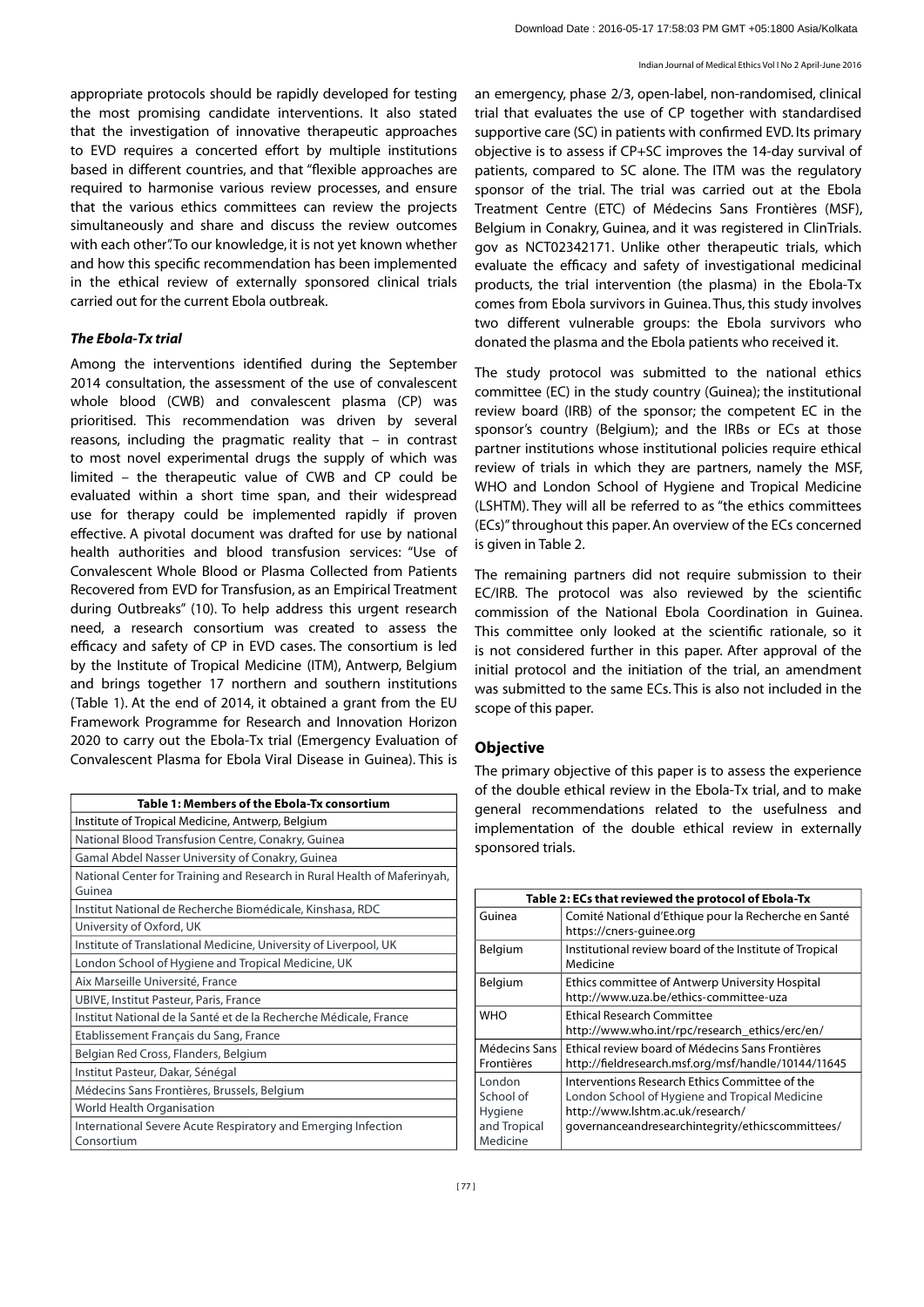appropriate protocols should be rapidly developed for testing the most promising candidate interventions. It also stated that the investigation of innovative therapeutic approaches to EVD requires a concerted effort by multiple institutions based in different countries, and that "flexible approaches are required to harmonise various review processes, and ensure that the various ethics committees can review the projects simultaneously and share and discuss the review outcomes with each other". To our knowledge, it is not yet known whether and how this specific recommendation has been implemented in the ethical review of externally sponsored clinical trials carried out for the current Ebola outbreak.

### *The Ebola-Tx trial*

Among the interventions identified during the September 2014 consultation, the assessment of the use of convalescent whole blood (CWB) and convalescent plasma (CP) was prioritised. This recommendation was driven by several reasons, including the pragmatic reality that – in contrast to most novel experimental drugs the supply of which was limited – the therapeutic value of CWB and CP could be evaluated within a short time span, and their widespread use for therapy could be implemented rapidly if proven effective. A pivotal document was drafted for use by national health authorities and blood transfusion services: "Use of Convalescent Whole Blood or Plasma Collected from Patients Recovered from EVD for Transfusion, as an Empirical Treatment during Outbreaks" (10). To help address this urgent research need, a research consortium was created to assess the efficacy and safety of CP in EVD cases. The consortium is led by the Institute of Tropical Medicine (ITM), Antwerp, Belgium and brings together 17 northern and southern institutions (Table 1). At the end of 2014, it obtained a grant from the EU Framework Programme for Research and Innovation Horizon 2020 to carry out the Ebola-Tx trial (Emergency Evaluation of Convalescent Plasma for Ebola Viral Disease in Guinea). This is an emergency, phase 2/3, open-label, non-randomised, clinical trial that evaluates the use of CP together with standardised supportive care (SC) in patients with confirmed EVD. Its primary objective is to assess if CP+SC improves the 14-day survival of patients, compared to SC alone. The ITM was the regulatory sponsor of the trial. The trial was carried out at the Ebola Treatment Centre (ETC) of Médecins Sans Frontières (MSF), Belgium in Conakry, Guinea, and it was registered in ClinTrials.gov as NCT02342171. Unlike other therapeutic trials, which evaluate the efficacy and safety of investigational medicinal products, the trial intervention (the plasma) in the Ebola-Tx comes from Ebola survivors in Guinea. Thus, this study involves two different vulnerable groups: the Ebola survivors who donated the plasma and the Ebola patients who received it.

| Table 1: Members of the Ebola-Tx consortium |
|---|
| Institute of Tropical Medicine, Antwerp, Belgium |
| National Blood Transfusion Centre, Conakry, Guinea |
| Gamal Abdel Nasser University of Conakry, Guinea |
| National Center for Training and Research in Rural Health of Maferinyah, Guinea |
| Institut National de Recherche Biomédicale, Kinshasa, RDC |
| University of Oxford, UK |
| Institute of Translational Medicine, University of Liverpool, UK |
| London School of Hygiene and Tropical Medicine, UK |
| Aix Marseille Université, France |
| UBIVE, Institut Pasteur, Paris, France |
| Institut National de la Santé et de la Recherche Médicale, France |
| Etablissement Français du Sang, France |
| Belgian Red Cross, Flanders, Belgium |
| Institut Pasteur, Dakar, Sénégal |
| Médecins Sans Frontières, Brussels, Belgium |
| World Health Organisation |
| International Severe Acute Respiratory and Emerging Infection Consortium |

The study protocol was submitted to the national ethics committee (EC) in the study country (Guinea); the institutional review board (IRB) of the sponsor; the competent EC in the sponsor's country (Belgium); and the IRBs or ECs at those partner institutions whose institutional policies require ethical review of trials in which they are partners, namely the MSF, WHO and London School of Hygiene and Tropical Medicine (LSHTM). They will all be referred to as "the ethics committees (ECs)" throughout this paper. An overview of the ECs concerned is given in Table 2.

The remaining partners did not require submission to their EC/IRB. The protocol was also reviewed by the scientific commission of the National Ebola Coordination in Guinea. This committee only looked at the scientific rationale, so it is not considered further in this paper. After approval of the initial protocol and the initiation of the trial, an amendment was submitted to the same ECs. This is also not included in the scope of this paper.

## Objective

The primary objective of this paper is to assess the experience of the double ethical review in the Ebola-Tx trial, and to make general recommendations related to the usefulness and implementation of the double ethical review in externally sponsored trials.

| Table 2: ECs that reviewed the protocol of Ebola-Tx | |
|---|---|
| Guinea | Comité National d'Ethique pour la Recherche en Santé https://cners-guinee.org |
| Belgium | Institutional review board of the Institute of Tropical Medicine |
| Belgium | Ethics committee of Antwerp University Hospital http://www.uza.be/ethics-committee-uza |
| WHO | Ethical Research Committee http://www.who.int/rpc/research_ethics/erc/en/ |
| Médecins Sans Frontières | Ethical review board of Médecins Sans Frontières http://fieldresearch.msf.org/msf/handle/10144/11645 |
| London School of Hygiene and Tropical Medicine | Interventions Research Ethics Committee of the London School of Hygiene and Tropical Medicine http://www.lshtm.ac.uk/research/governanceandresearchintegrity/ethicscommittees/ |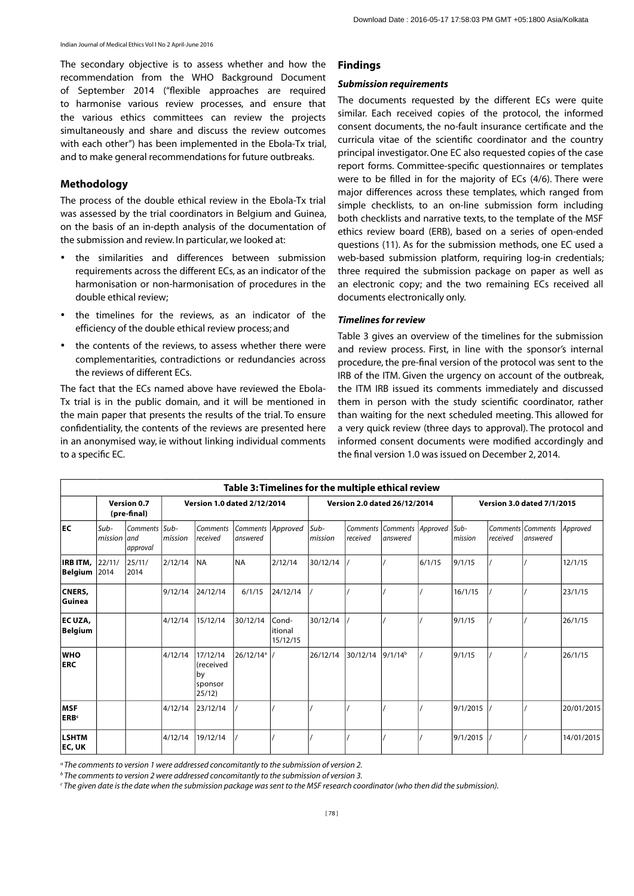The secondary objective is to assess whether and how the recommendation from the WHO Background Document of September 2014 ("flexible approaches are required to harmonise various review processes, and ensure that the various ethics committees can review the projects simultaneously and share and discuss the review outcomes with each other") has been implemented in the Ebola-Tx trial, and to make general recommendations for future outbreaks.

## Methodology

The process of the double ethical review in the Ebola-Tx trial was assessed by the trial coordinators in Belgium and Guinea, on the basis of an in-depth analysis of the documentation of the submission and review. In particular, we looked at:

- the similarities and differences between submission requirements across the different ECs, as an indicator of the harmonisation or non-harmonisation of procedures in the double ethical review;
- the timelines for the reviews, as an indicator of the efficiency of the double ethical review process; and
- the contents of the reviews, to assess whether there were complementarities, contradictions or redundancies across the reviews of different ECs.

The fact that the ECs named above have reviewed the Ebola-Tx trial is in the public domain, and it will be mentioned in the main paper that presents the results of the trial. To ensure confidentiality, the contents of the reviews are presented here in an anonymised way, ie without linking individual comments to a specific EC.

## Findings

### *Submission requirements*

The documents requested by the different ECs were quite similar. Each received copies of the protocol, the informed consent documents, the no-fault insurance certificate and the curricula vitae of the scientific coordinator and the country principal investigator. One EC also requested copies of the case report forms. Committee-specific questionnaires or templates were to be filled in for the majority of ECs (4/6). There were major differences across these templates, which ranged from simple checklists, to an on-line submission form including both checklists and narrative texts, to the template of the MSF ethics review board (ERB), based on a series of open-ended questions (11). As for the submission methods, one EC used a web-based submission platform, requiring log-in credentials; three required the submission package on paper as well as an electronic copy; and the two remaining ECs received all documents electronically only.

### *Timelines for review*

Table 3 gives an overview of the timelines for the submission and review process. First, in line with the sponsor's internal procedure, the pre-final version of the protocol was sent to the IRB of the ITM. Given the urgency on account of the outbreak, the ITM IRB issued its comments immediately and discussed them in person with the study scientific coordinator, rather than waiting for the next scheduled meeting. This allowed for a very quick review (three days to approval). The protocol and informed consent documents were modified accordingly and the final version 1.0 was issued on December 2, 2014.

**Table 3: Timelines for the multiple ethical review**

| | Version 0.7 (pre-final) | | Version 1.0 dated 2/12/2014 | | | | Version 2.0 dated 26/12/2014 | | | | Version 3.0 dated 7/1/2015 | | | |
|---|---|---|---|---|---|---|---|---|---|---|---|---|---|---|
| EC | *Sub-mission* | *Comments and approval* | *Sub-mission* | *Comments received* | *Comments answered* | *Approved* | *Sub-mission* | *Comments received* | *Comments answered* | *Approved* | *Sub-mission* | *Comments received* | *Comments answered* | *Approved* |
| IRB ITM, Belgium | 22/11/2014 | 25/11/2014 | 2/12/14 | NA | NA | 2/12/14 | 30/12/14 | / | / | 6/1/15 | 9/1/15 | / | / | 12/1/15 |
| CNERS, Guinea | | | 9/12/14 | 24/12/14 | 6/1/15 | 24/12/14 | / | / | / | / | 16/1/15 | / | / | 23/1/15 |
| EC UZA, Belgium | | | 4/12/14 | 15/12/14 | 30/12/14 | Conditional 15/12/15 | 30/12/14 | / | / | / | 9/1/15 | / | / | 26/1/15 |
| WHO ERC | | | 4/12/14 | 17/12/14 (received by sponsor 25/12) | 26/12/14[a] | / | 26/12/14 | 30/12/14 | 9/1/14[b] | / | 9/1/15 | / | / | 26/1/15 |
| MSF ERB[c] | | | 4/12/14 | 23/12/14 | / | / | / | / | / | / | 9/1/2015 | / | / | 20/01/2015 |
| LSHTM EC, UK | | | 4/12/14 | 19/12/14 | / | / | / | / | / | / | 9/1/2015 | / | / | 14/01/2015 |

[a] The comments to version 1 were addressed concomitantly to the submission of version 2.

[b] The comments to version 2 were addressed concomitantly to the submission of version 3.

[c] The given date is the date when the submission package was sent to the MSF research coordinator (who then did the submission).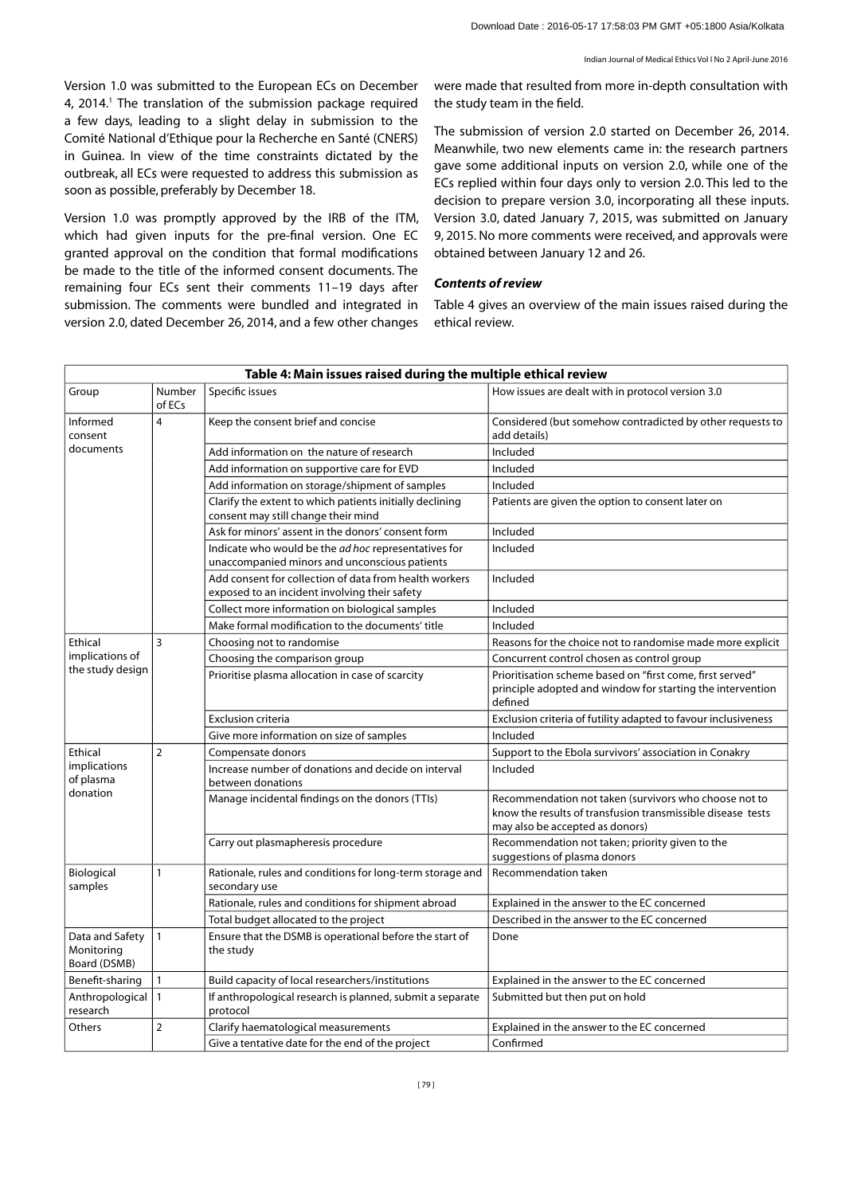Version 1.0 was submitted to the European ECs on December 4, 2014.[1] The translation of the submission package required a few days, leading to a slight delay in submission to the Comité National d'Ethique pour la Recherche en Santé (CNERS) in Guinea. In view of the time constraints dictated by the outbreak, all ECs were requested to address this submission as soon as possible, preferably by December 18.

Version 1.0 was promptly approved by the IRB of the ITM, which had given inputs for the pre-final version. One EC granted approval on the condition that formal modifications be made to the title of the informed consent documents. The remaining four ECs sent their comments 11–19 days after submission. The comments were bundled and integrated in version 2.0, dated December 26, 2014, and a few other changes were made that resulted from more in-depth consultation with the study team in the field.

The submission of version 2.0 started on December 26, 2014. Meanwhile, two new elements came in: the research partners gave some additional inputs on version 2.0, while one of the ECs replied within four days only to version 2.0. This led to the decision to prepare version 3.0, incorporating all these inputs. Version 3.0, dated January 7, 2015, was submitted on January 9, 2015. No more comments were received, and approvals were obtained between January 12 and 26.

### *Contents of review*

Table 4 gives an overview of the main issues raised during the ethical review.

**Table 4: Main issues raised during the multiple ethical review**

| Group | Number of ECs | Specific issues | How issues are dealt with in protocol version 3.0 |
|---|---|---|---|
| Informed consent documents | 4 | Keep the consent brief and concise | Considered (but somehow contradicted by other requests to add details) |
| | | Add information on the nature of research | Included |
| | | Add information on supportive care for EVD | Included |
| | | Add information on storage/shipment of samples | Included |
| | | Clarify the extent to which patients initially declining consent may still change their mind | Patients are given the option to consent later on |
| | | Ask for minors' assent in the donors' consent form | Included |
| | | Indicate who would be the *ad hoc* representatives for unaccompanied minors and unconscious patients | Included |
| | | Add consent for collection of data from health workers exposed to an incident involving their safety | Included |
| | | Collect more information on biological samples | Included |
| | | Make formal modification to the documents' title | Included |
| Ethical implications of the study design | 3 | Choosing not to randomise | Reasons for the choice not to randomise made more explicit |
| | | Choosing the comparison group | Concurrent control chosen as control group |
| | | Prioritise plasma allocation in case of scarcity | Prioritisation scheme based on "first come, first served" principle adopted and window for starting the intervention defined |
| | | Exclusion criteria | Exclusion criteria of futility adapted to favour inclusiveness |
| | | Give more information on size of samples | Included |
| Ethical implications of plasma donation | 2 | Compensate donors | Support to the Ebola survivors' association in Conakry |
| | | Increase number of donations and decide on interval between donations | Included |
| | | Manage incidental findings on the donors (TTIs) | Recommendation not taken (survivors who choose not to know the results of transfusion transmissible disease tests may also be accepted as donors) |
| | | Carry out plasmapheresis procedure | Recommendation not taken; priority given to the suggestions of plasma donors |
| Biological samples | 1 | Rationale, rules and conditions for long-term storage and secondary use | Recommendation taken |
| | | Rationale, rules and conditions for shipment abroad | Explained in the answer to the EC concerned |
| | | Total budget allocated to the project | Described in the answer to the EC concerned |
| Data and Safety Monitoring Board (DSMB) | 1 | Ensure that the DSMB is operational before the start of the study | Done |
| Benefit-sharing | 1 | Build capacity of local researchers/institutions | Explained in the answer to the EC concerned |
| Anthropological research | 1 | If anthropological research is planned, submit a separate protocol | Submitted but then put on hold |
| Others | 2 | Clarify haematological measurements | Explained in the answer to the EC concerned |
| | | Give a tentative date for the end of the project | Confirmed |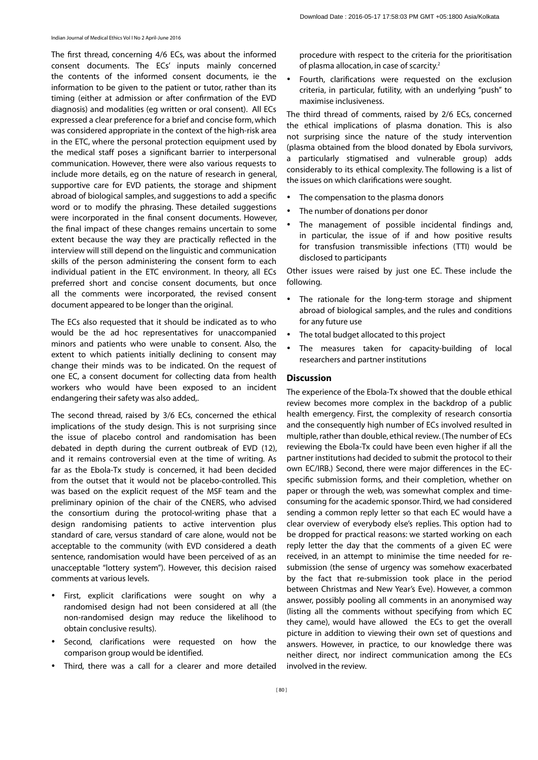The first thread, concerning 4/6 ECs, was about the informed consent documents. The ECs' inputs mainly concerned the contents of the informed consent documents, ie the information to be given to the patient or tutor, rather than its timing (either at admission or after confirmation of the EVD diagnosis) and modalities (eg written or oral consent). All ECs expressed a clear preference for a brief and concise form, which was considered appropriate in the context of the high-risk area in the ETC, where the personal protection equipment used by the medical staff poses a significant barrier to interpersonal communication. However, there were also various requests to include more details, eg on the nature of research in general, supportive care for EVD patients, the storage and shipment abroad of biological samples, and suggestions to add a specific word or to modify the phrasing. These detailed suggestions were incorporated in the final consent documents. However, the final impact of these changes remains uncertain to some extent because the way they are practically reflected in the interview will still depend on the linguistic and communication skills of the person administering the consent form to each individual patient in the ETC environment. In theory, all ECs preferred short and concise consent documents, but once all the comments were incorporated, the revised consent document appeared to be longer than the original.

The ECs also requested that it should be indicated as to who would be the ad hoc representatives for unaccompanied minors and patients who were unable to consent. Also, the extent to which patients initially declining to consent may change their minds was to be indicated. On the request of one EC, a consent document for collecting data from health workers who would have been exposed to an incident endangering their safety was also added,.

The second thread, raised by 3/6 ECs, concerned the ethical implications of the study design. This is not surprising since the issue of placebo control and randomisation has been debated in depth during the current outbreak of EVD (12), and it remains controversial even at the time of writing. As far as the Ebola-Tx study is concerned, it had been decided from the outset that it would not be placebo-controlled. This was based on the explicit request of the MSF team and the preliminary opinion of the chair of the CNERS, who advised the consortium during the protocol-writing phase that a design randomising patients to active intervention plus standard of care, versus standard of care alone, would not be acceptable to the community (with EVD considered a death sentence, randomisation would have been perceived of as an unacceptable "lottery system"). However, this decision raised comments at various levels.

- First, explicit clarifications were sought on why a randomised design had not been considered at all (the non-randomised design may reduce the likelihood to obtain conclusive results).
- Second, clarifications were requested on how the comparison group would be identified.
- Third, there was a call for a clearer and more detailed procedure with respect to the criteria for the prioritisation of plasma allocation, in case of scarcity.[2]
- Fourth, clarifications were requested on the exclusion criteria, in particular, futility, with an underlying "push" to maximise inclusiveness.

The third thread of comments, raised by 2/6 ECs, concerned the ethical implications of plasma donation. This is also not surprising since the nature of the study intervention (plasma obtained from the blood donated by Ebola survivors, a particularly stigmatised and vulnerable group) adds considerably to its ethical complexity. The following is a list of the issues on which clarifications were sought.

- The compensation to the plasma donors
- The number of donations per donor
- The management of possible incidental findings and, in particular, the issue of if and how positive results for transfusion transmissible infections (TTI) would be disclosed to participants

Other issues were raised by just one EC. These include the following.

- The rationale for the long-term storage and shipment abroad of biological samples, and the rules and conditions for any future use
- The total budget allocated to this project
- The measures taken for capacity-building of local researchers and partner institutions

## Discussion

The experience of the Ebola-Tx showed that the double ethical review becomes more complex in the backdrop of a public health emergency. First, the complexity of research consortia and the consequently high number of ECs involved resulted in multiple, rather than double, ethical review. (The number of ECs reviewing the Ebola-Tx could have been even higher if all the partner institutions had decided to submit the protocol to their own EC/IRB.) Second, there were major differences in the EC-specific submission forms, and their completion, whether on paper or through the web, was somewhat complex and time-consuming for the academic sponsor. Third, we had considered sending a common reply letter so that each EC would have a clear overview of everybody else's replies. This option had to be dropped for practical reasons: we started working on each reply letter the day that the comments of a given EC were received, in an attempt to minimise the time needed for re-submission (the sense of urgency was somehow exacerbated by the fact that re-submission took place in the period between Christmas and New Year's Eve). However, a common answer, possibly pooling all comments in an anonymised way (listing all the comments without specifying from which EC they came), would have allowed the ECs to get the overall picture in addition to viewing their own set of questions and answers. However, in practice, to our knowledge there was neither direct, nor indirect communication among the ECs involved in the review.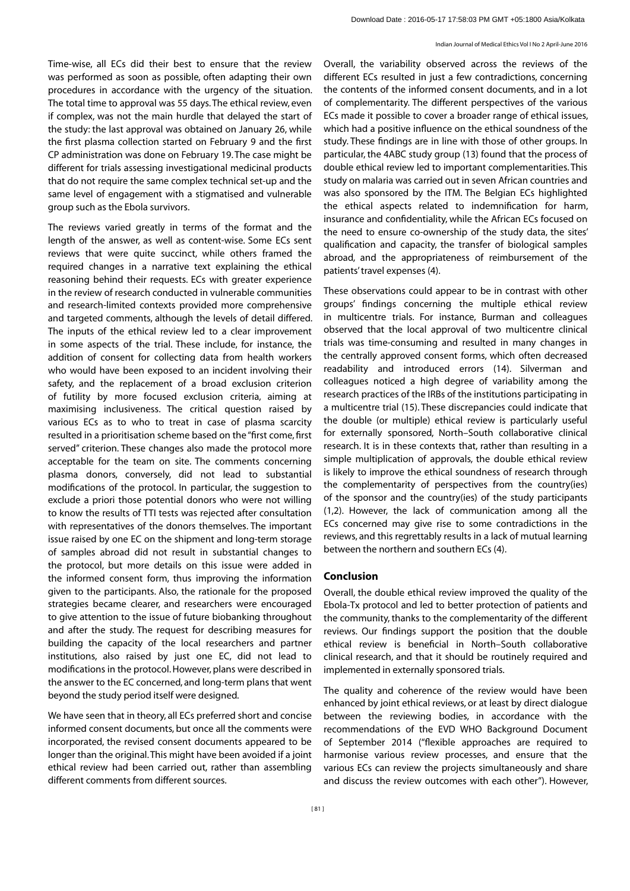Time-wise, all ECs did their best to ensure that the review was performed as soon as possible, often adapting their own procedures in accordance with the urgency of the situation. The total time to approval was 55 days. The ethical review, even if complex, was not the main hurdle that delayed the start of the study: the last approval was obtained on January 26, while the first plasma collection started on February 9 and the first CP administration was done on February 19. The case might be different for trials assessing investigational medicinal products that do not require the same complex technical set-up and the same level of engagement with a stigmatised and vulnerable group such as the Ebola survivors.

The reviews varied greatly in terms of the format and the length of the answer, as well as content-wise. Some ECs sent reviews that were quite succinct, while others framed the required changes in a narrative text explaining the ethical reasoning behind their requests. ECs with greater experience in the review of research conducted in vulnerable communities and research-limited contexts provided more comprehensive and targeted comments, although the levels of detail differed. The inputs of the ethical review led to a clear improvement in some aspects of the trial. These include, for instance, the addition of consent for collecting data from health workers who would have been exposed to an incident involving their safety, and the replacement of a broad exclusion criterion of futility by more focused exclusion criteria, aiming at maximising inclusiveness. The critical question raised by various ECs as to who to treat in case of plasma scarcity resulted in a prioritisation scheme based on the "first come, first served" criterion. These changes also made the protocol more acceptable for the team on site. The comments concerning plasma donors, conversely, did not lead to substantial modifications of the protocol. In particular, the suggestion to exclude a priori those potential donors who were not willing to know the results of TTI tests was rejected after consultation with representatives of the donors themselves. The important issue raised by one EC on the shipment and long-term storage of samples abroad did not result in substantial changes to the protocol, but more details on this issue were added in the informed consent form, thus improving the information given to the participants. Also, the rationale for the proposed strategies became clearer, and researchers were encouraged to give attention to the issue of future biobanking throughout and after the study. The request for describing measures for building the capacity of the local researchers and partner institutions, also raised by just one EC, did not lead to modifications in the protocol. However, plans were described in the answer to the EC concerned, and long-term plans that went beyond the study period itself were designed.

We have seen that in theory, all ECs preferred short and concise informed consent documents, but once all the comments were incorporated, the revised consent documents appeared to be longer than the original. This might have been avoided if a joint ethical review had been carried out, rather than assembling different comments from different sources.

Overall, the variability observed across the reviews of the different ECs resulted in just a few contradictions, concerning the contents of the informed consent documents, and in a lot of complementarity. The different perspectives of the various ECs made it possible to cover a broader range of ethical issues, which had a positive influence on the ethical soundness of the study. These findings are in line with those of other groups. In particular, the 4ABC study group (13) found that the process of double ethical review led to important complementarities. This study on malaria was carried out in seven African countries and was also sponsored by the ITM. The Belgian ECs highlighted the ethical aspects related to indemnification for harm, insurance and confidentiality, while the African ECs focused on the need to ensure co-ownership of the study data, the sites' qualification and capacity, the transfer of biological samples abroad, and the appropriateness of reimbursement of the patients' travel expenses (4).

These observations could appear to be in contrast with other groups' findings concerning the multiple ethical review in multicentre trials. For instance, Burman and colleagues observed that the local approval of two multicentre clinical trials was time-consuming and resulted in many changes in the centrally approved consent forms, which often decreased readability and introduced errors (14). Silverman and colleagues noticed a high degree of variability among the research practices of the IRBs of the institutions participating in a multicentre trial (15). These discrepancies could indicate that the double (or multiple) ethical review is particularly useful for externally sponsored, North–South collaborative clinical research. It is in these contexts that, rather than resulting in a simple multiplication of approvals, the double ethical review is likely to improve the ethical soundness of research through the complementarity of perspectives from the country(ies) of the sponsor and the country(ies) of the study participants (1,2). However, the lack of communication among all the ECs concerned may give rise to some contradictions in the reviews, and this regrettably results in a lack of mutual learning between the northern and southern ECs (4).

## Conclusion

Overall, the double ethical review improved the quality of the Ebola-Tx protocol and led to better protection of patients and the community, thanks to the complementarity of the different reviews. Our findings support the position that the double ethical review is beneficial in North–South collaborative clinical research, and that it should be routinely required and implemented in externally sponsored trials.

The quality and coherence of the review would have been enhanced by joint ethical reviews, or at least by direct dialogue between the reviewing bodies, in accordance with the recommendations of the EVD WHO Background Document of September 2014 ("flexible approaches are required to harmonise various review processes, and ensure that the various ECs can review the projects simultaneously and share and discuss the review outcomes with each other"). However,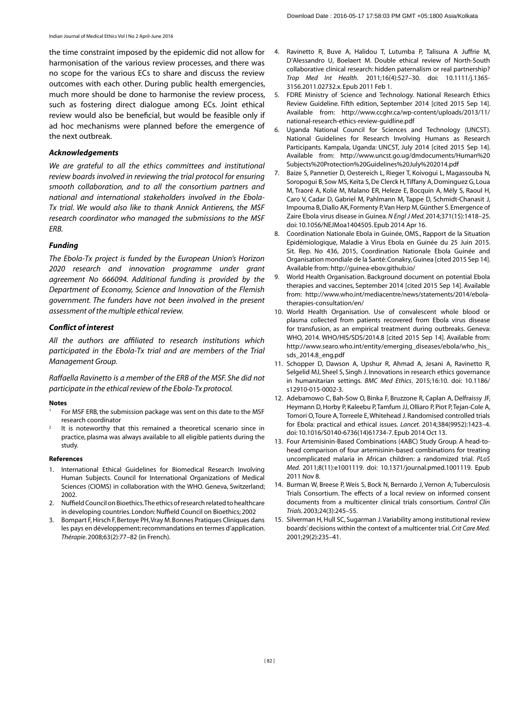the time constraint imposed by the epidemic did not allow for harmonisation of the various review processes, and there was no scope for the various ECs to share and discuss the review outcomes with each other. During public health emergencies, much more should be done to harmonise the review process, such as fostering direct dialogue among ECs. Joint ethical review would also be beneficial, but would be feasible only if ad hoc mechanisms were planned before the emergence of the next outbreak.

### Acknowledgements

*We are grateful to all the ethics committees and institutional review boards involved in reviewing the trial protocol for ensuring smooth collaboration, and to all the consortium partners and national and international stakeholders involved in the Ebola-Tx trial. We would also like to thank Annick Antierens, the MSF research coordinator who managed the submissions to the MSF ERB.*

### Funding

*The Ebola-Tx project is funded by the European Union's Horizon 2020 research and innovation programme under grant agreement No 666094. Additional funding is provided by the Department of Economy, Science and Innovation of the Flemish government. The funders have not been involved in the present assessment of the multiple ethical review.*

### Conflict of interest

*All the authors are affiliated to research institutions which participated in the Ebola-Tx trial and are members of the Trial Management Group.*

*Raffaella Ravinetto is a member of the ERB of the MSF. She did not participate in the ethical review of the Ebola-Tx protocol.*

#### Notes

[1] For MSF ERB, the submission package was sent on this date to the MSF research coordinator

[2] It is noteworthy that this remained a theoretical scenario since in practice, plasma was always available to all eligible patients during the study.

#### References

1. International Ethical Guidelines for Biomedical Research Involving Human Subjects. Council for International Organizations of Medical Sciences (CIOMS) in collaboration with the WHO. Geneva, Switzerland; 2002.
2. Nuffield Council on Bioethics. The ethics of research related to healthcare in developing countries. London: Nuffield Council on Bioethics; 2002
3. Bompart F, Hirsch F, Bertoye PH, Vray M. Bonnes Pratiques Cliniques dans les pays en développement: recommandations en termes d'application. *Thérapie*. 2008;63(2):77–82 (in French).
4. Ravinetto R, Buve A, Halidou T, Lutumba P, Talisuna A Juffrie M, D'Alessandro U, Boelaert M. Double ethical review of North-South collaborative clinical research: hidden paternalism or real partnership? *Trop Med Int Health*. 2011;16(4):527–30. doi: 10.1111/j.1365-3156.2011.02732.x. Epub 2011 Feb 1.
5. FDRE Ministry of Science and Technology. National Research Ethics Review Guideline. Fifth edition, September 2014 [cited 2015 Sep 14]. Available from: http://www.ccghr.ca/wp-content/uploads/2013/11/national-research-ethics-review-guidline.pdf
6. Uganda National Council for Sciences and Technology (UNCST). National Guidelines for Research Involving Humans as Research Participants. Kampala, Uganda: UNCST, July 2014 [cited 2015 Sep 14]. Available from: http://www.uncst.go.ug/dmdocuments/Human%20Subjects%20Protection%20Guidelines%20July%202014.pdf
7. Baize S, Pannetier D, Oestereich L, Rieger T, Koivogui L, Magassouba N, Soropogui B, Sow MS, Keïta S, De Clerck H, Tiffany A, Dominguez G, Loua M, Traoré A, Kolié M, Malano ER, Heleze E, Bocquin A, Mély S, Raoul H, Caro V, Cadar D, Gabriel M, Pahlmann M, Tappe D, Schmidt-Chanasit J, Impouma B, Diallo AK, Formenty P, Van Herp M, Günther S. Emergence of Zaire Ebola virus disease in Guinea. *N Engl J Med*. 2014;371(15):1418–25. doi: 10.1056/NEJMoa1404505. Epub 2014 Apr 16.
8. Coordination Nationale Ebola in Guinée, OMS., Rapport de la Situation Epidémiologique, Maladie à Virus Ebola en Guinée du 25 Juin 2015. Sit. Rep. No 436, 2015, Coordination Nationale Ebola Guinée and Organisation mondiale de la Santé: Conakry, Guinea [cited 2015 Sep 14]. Available from: http://guinea-ebov.github.io/
9. World Health Organisation. Background document on potential Ebola therapies and vaccines, September 2014 [cited 2015 Sep 14]. Available from: http://www.who.int/mediacentre/news/statements/2014/ebola-therapies-consultation/en/
10. World Health Organisation. Use of convalescent whole blood or plasma collected from patients recovered from Ebola virus disease for transfusion, as an empirical treatment during outbreaks. Geneva: WHO, 2014. WHO/HIS/SDS/2014.8 [cited 2015 Sep 14]. Available from: http://www.searo.who.int/entity/emerging_diseases/ebola/who_his_sds_2014.8_eng.pdf
11. Schopper D, Dawson A, Upshur R, Ahmad A, Jesani A, Ravinetto R, Selgelid MJ, Sheel S, Singh J. Innovations in research ethics governance in humanitarian settings. *BMC Med Ethics*. 2015;16:10. doi: 10.1186/s12910-015-0002-3.
12. Adebamowo C, Bah-Sow O, Binka F, Bruzzone R, Caplan A, Delfraissy JF, Heymann D, Horby P, Kaleebu P, Tamfum JJ, Olliaro P, Piot P, Tejan-Cole A, Tomori O, Toure A, Torreele E, Whitehead J. Randomised controlled trials for Ebola: practical and ethical issues. *Lancet*. 2014;384(9952):1423–4. doi: 10.1016/S0140-6736(14)61734-7. Epub 2014 Oct 13.
13. Four Artemisinin-Based Combinations (4ABC) Study Group. A head-to-head comparison of four artemisinin-based combinations for treating uncomplicated malaria in African children: a randomized trial. *PLoS Med*. 2011;8(11):e1001119. doi: 10.1371/journal.pmed.1001119. Epub 2011 Nov 8.
14. Burman W, Breese P, Weis S, Bock N, Bernardo J, Vernon A; Tuberculosis Trials Consortium. The effects of a local review on informed consent documents from a multicenter clinical trials consortium. *Control Clin Trials*. 2003;24(3):245–55.
15. Silverman H, Hull SC, Sugarman J. Variability among institutional review boards' decisions within the context of a multicenter trial. *Crit Care Med*. 2001;29(2):235–41.